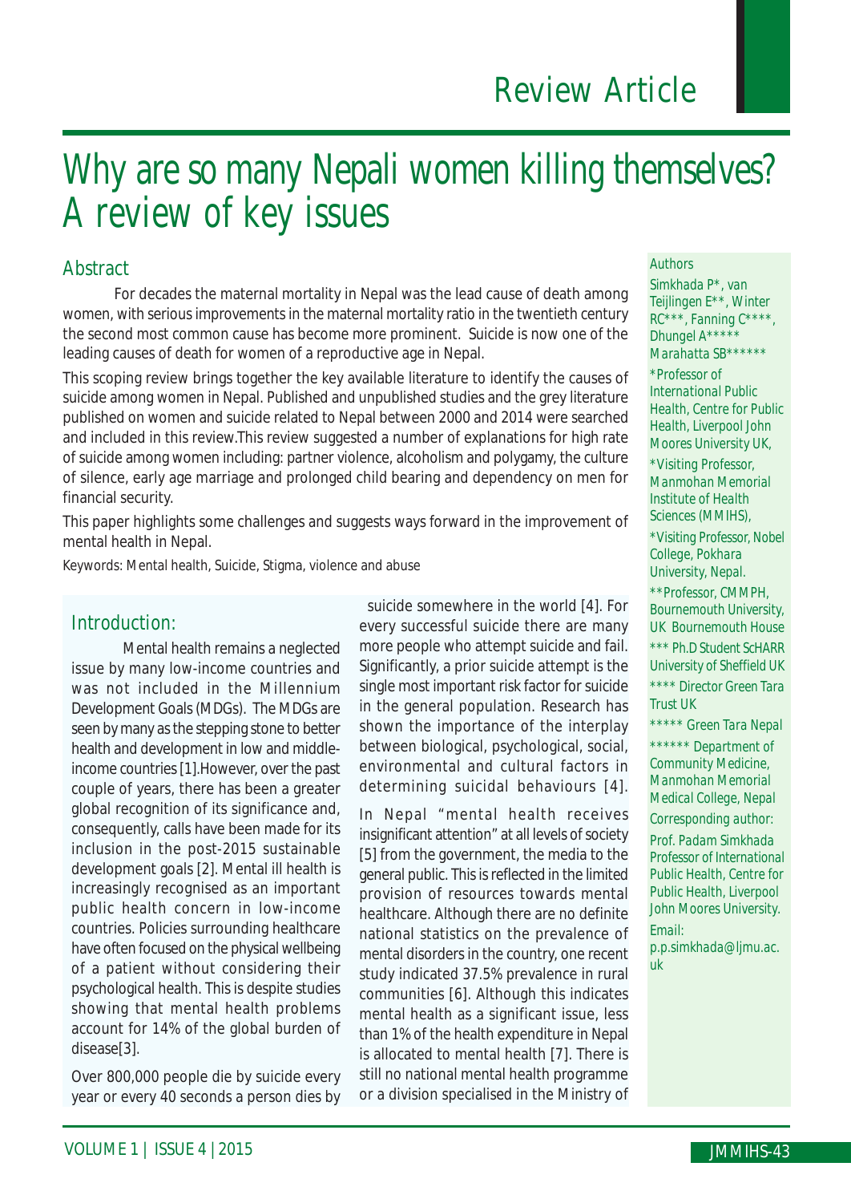Review Article

# Why are so many Nepali women killing themselves? A review of key issues

## Abstract

For decades the maternal mortality in Nepal was the lead cause of death among women, with serious improvements in the maternal mortality ratio in the twentieth century the second most common cause has become more prominent. Suicide is now one of the leading causes of death for women of a reproductive age in Nepal.

This scoping review brings together the key available literature to identify the causes of suicide among women in Nepal. Published and unpublished studies and the grey literature published on women and suicide related to Nepal between 2000 and 2014 were searched and included in this review.This review suggested a number of explanations for high rate of suicide among women including: partner violence, alcoholism and polygamy, the culture of silence, early age marriage and prolonged child bearing and dependency on men for financial security.

This paper highlights some challenges and suggests ways forward in the improvement of mental health in Nepal.

Keywords: Mental health, Suicide, Stigma, violence and abuse

**Authors**

Simkhada P*, van Teijlingen E**, Winter RC***, Fanning C****, Dhungel A***** Marahatta SB******

*Professor of International Public Health, Centre for Public Health, Liverpool John Moores University UK,

*Visiting Professor, Manmohan Memorial Institute of Health Sciences (MMIHS),

*Visiting Professor, Nobel College, Pokhara University, Nepal.

**Professor, CMMPH, Bournemouth University, UK Bournemouth House

*** Ph.D Student ScHARR University of Sheffield UK

**** Director Green Tara Trust UK

***** Green Tara Nepal

****** Department of Community Medicine, Manmohan Memorial Medical College, Nepal

Corresponding author:

Prof. Padam Simkhada Professor of International Public Health, Centre for Public Health, Liverpool John Moores University.

Email: p.p.simkhada@ljmu.ac.uk

## Introduction:

Mental health remains a neglected issue by many low-income countries and was not included in the Millennium Development Goals (MDGs). The MDGs are seen by many as the stepping stone to better health and development in low and middle-income countries [1].However, over the past couple of years, there has been a greater global recognition of its significance and, consequently, calls have been made for its inclusion in the post-2015 sustainable development goals [2]. Mental ill health is increasingly recognised as an important public health concern in low-income countries. Policies surrounding healthcare have often focused on the physical wellbeing of a patient without considering their psychological health. This is despite studies showing that mental health problems account for 14% of the global burden of disease[3].

Over 800,000 people die by suicide every year or every 40 seconds a person dies by suicide somewhere in the world [4]. For every successful suicide there are many more people who attempt suicide and fail. Significantly, a prior suicide attempt is the single most important risk factor for suicide in the general population. Research has shown the importance of the interplay between biological, psychological, social, environmental and cultural factors in determining suicidal behaviours [4].

In Nepal "mental health receives insignificant attention" at all levels of society [5] from the government, the media to the general public. This is reflected in the limited provision of resources towards mental healthcare. Although there are no definite national statistics on the prevalence of mental disorders in the country, one recent study indicated 37.5% prevalence in rural communities [6]. Although this indicates mental health as a significant issue, less than 1% of the health expenditure in Nepal is allocated to mental health [7]. There is still no national mental health programme or a division specialised in the Ministry of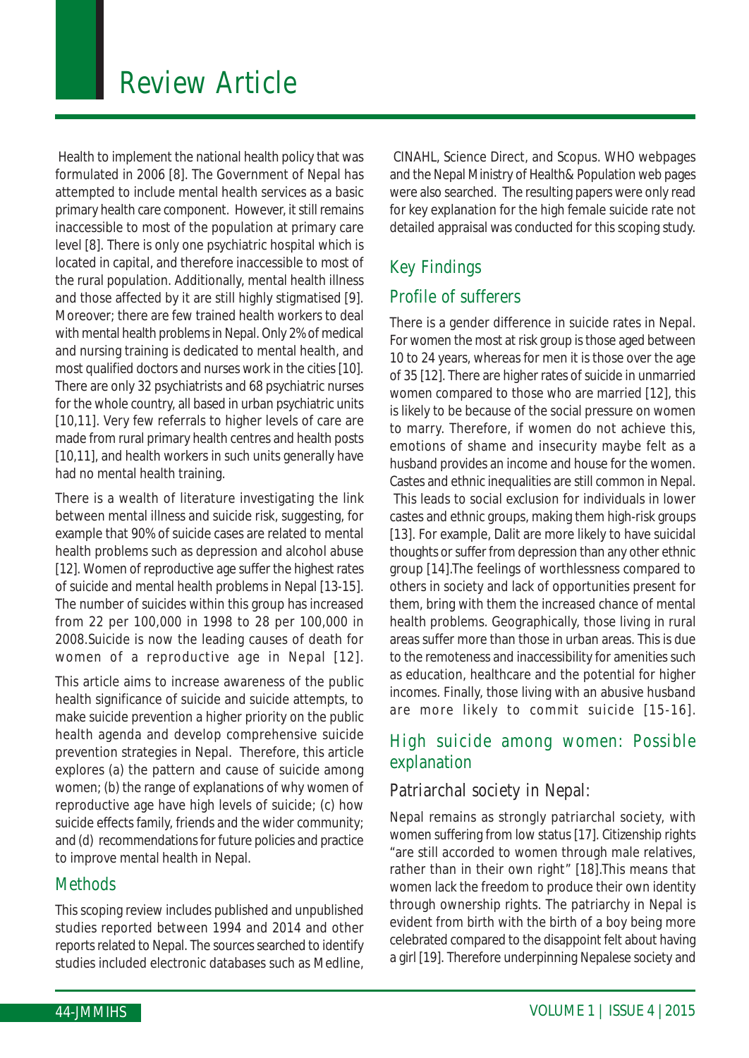Health to implement the national health policy that was formulated in 2006 [8]. The Government of Nepal has attempted to include mental health services as a basic primary health care component. However, it still remains inaccessible to most of the population at primary care level [8]. There is only one psychiatric hospital which is located in capital, and therefore inaccessible to most of the rural population. Additionally, mental health illness and those affected by it are still highly stigmatised [9]. Moreover; there are few trained health workers to deal with mental health problems in Nepal. Only 2% of medical and nursing training is dedicated to mental health, and most qualified doctors and nurses work in the cities [10]. There are only 32 psychiatrists and 68 psychiatric nurses for the whole country, all based in urban psychiatric units [10,11]. Very few referrals to higher levels of care are made from rural primary health centres and health posts [10,11], and health workers in such units generally have had no mental health training.

There is a wealth of literature investigating the link between mental illness and suicide risk, suggesting, for example that 90% of suicide cases are related to mental health problems such as depression and alcohol abuse [12]. Women of reproductive age suffer the highest rates of suicide and mental health problems in Nepal [13-15]. The number of suicides within this group has increased from 22 per 100,000 in 1998 to 28 per 100,000 in 2008.Suicide is now the leading causes of death for women of a reproductive age in Nepal [12].

This article aims to increase awareness of the public health significance of suicide and suicide attempts, to make suicide prevention a higher priority on the public health agenda and develop comprehensive suicide prevention strategies in Nepal. Therefore, this article explores (a) the pattern and cause of suicide among women; (b) the range of explanations of why women of reproductive age have high levels of suicide; (c) how suicide effects family, friends and the wider community; and (d) recommendations for future policies and practice to improve mental health in Nepal.

## Methods

This scoping review includes published and unpublished studies reported between 1994 and 2014 and other reports related to Nepal. The sources searched to identify studies included electronic databases such as Medline, CINAHL, Science Direct, and Scopus. WHO webpages and the Nepal Ministry of Health& Population web pages were also searched. The resulting papers were only read for key explanation for the high female suicide rate not detailed appraisal was conducted for this scoping study.

## Key Findings

### Profile of sufferers

There is a gender difference in suicide rates in Nepal. For women the most at risk group is those aged between 10 to 24 years, whereas for men it is those over the age of 35 [12]. There are higher rates of suicide in unmarried women compared to those who are married [12], this is likely to be because of the social pressure on women to marry. Therefore, if women do not achieve this, emotions of shame and insecurity maybe felt as a husband provides an income and house for the women. Castes and ethnic inequalities are still common in Nepal. This leads to social exclusion for individuals in lower castes and ethnic groups, making them high-risk groups [13]. For example, Dalit are more likely to have suicidal thoughts or suffer from depression than any other ethnic group [14].The feelings of worthlessness compared to others in society and lack of opportunities present for them, bring with them the increased chance of mental health problems. Geographically, those living in rural areas suffer more than those in urban areas. This is due to the remoteness and inaccessibility for amenities such as education, healthcare and the potential for higher incomes. Finally, those living with an abusive husband are more likely to commit suicide [15-16].

## High suicide among women: Possible explanation

### Patriarchal society in Nepal:

Nepal remains as strongly patriarchal society, with women suffering from low status [17]. Citizenship rights "are still accorded to women through male relatives, rather than in their own right" [18].This means that women lack the freedom to produce their own identity through ownership rights. The patriarchy in Nepal is evident from birth with the birth of a boy being more celebrated compared to the disappoint felt about having a girl [19]. Therefore underpinning Nepalese society and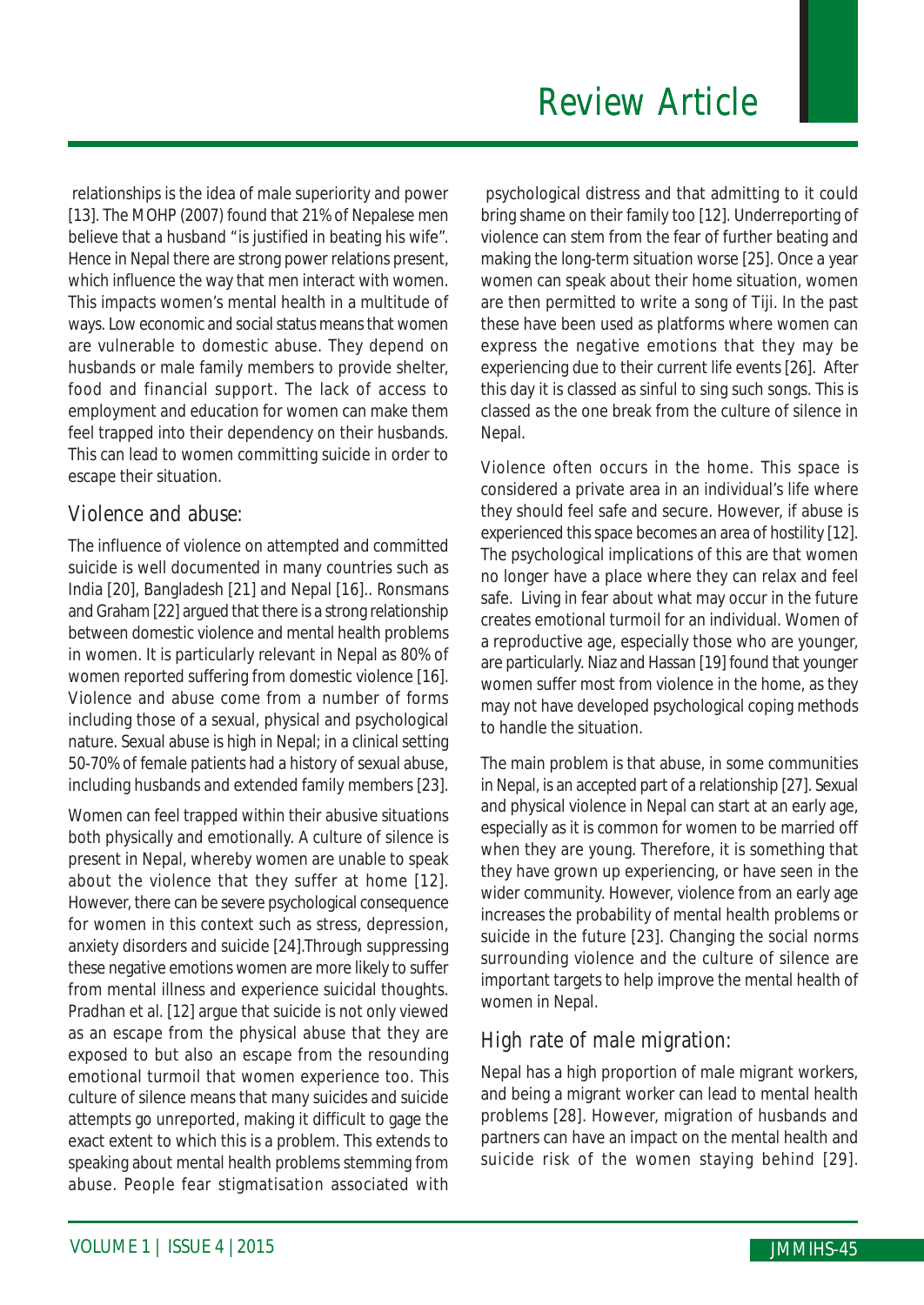relationships is the idea of male superiority and power [13]. The MOHP (2007) found that 21% of Nepalese men believe that a husband "is justified in beating his wife". Hence in Nepal there are strong power relations present, which influence the way that men interact with women. This impacts women's mental health in a multitude of ways. Low economic and social status means that women are vulnerable to domestic abuse. They depend on husbands or male family members to provide shelter, food and financial support. The lack of access to employment and education for women can make them feel trapped into their dependency on their husbands. This can lead to women committing suicide in order to escape their situation.

## Violence and abuse:

The influence of violence on attempted and committed suicide is well documented in many countries such as India [20], Bangladesh [21] and Nepal [16].. Ronsmans and Graham [22] argued that there is a strong relationship between domestic violence and mental health problems in women. It is particularly relevant in Nepal as 80% of women reported suffering from domestic violence [16]. Violence and abuse come from a number of forms including those of a sexual, physical and psychological nature. Sexual abuse is high in Nepal; in a clinical setting 50-70% of female patients had a history of sexual abuse, including husbands and extended family members [23].

Women can feel trapped within their abusive situations both physically and emotionally. A culture of silence is present in Nepal, whereby women are unable to speak about the violence that they suffer at home [12]. However, there can be severe psychological consequence for women in this context such as stress, depression, anxiety disorders and suicide [24].Through suppressing these negative emotions women are more likely to suffer from mental illness and experience suicidal thoughts. Pradhan et al. [12] argue that suicide is not only viewed as an escape from the physical abuse that they are exposed to but also an escape from the resounding emotional turmoil that women experience too. This culture of silence means that many suicides and suicide attempts go unreported, making it difficult to gage the exact extent to which this is a problem. This extends to speaking about mental health problems stemming from abuse. People fear stigmatisation associated with psychological distress and that admitting to it could bring shame on their family too [12]. Underreporting of violence can stem from the fear of further beating and making the long-term situation worse [25]. Once a year women can speak about their home situation, women are then permitted to write a song of Tiji. In the past these have been used as platforms where women can express the negative emotions that they may be experiencing due to their current life events [26]. After this day it is classed as sinful to sing such songs. This is classed as the one break from the culture of silence in Nepal.

Violence often occurs in the home. This space is considered a private area in an individual's life where they should feel safe and secure. However, if abuse is experienced this space becomes an area of hostility [12]. The psychological implications of this are that women no longer have a place where they can relax and feel safe. Living in fear about what may occur in the future creates emotional turmoil for an individual. Women of a reproductive age, especially those who are younger, are particularly. Niaz and Hassan [19] found that younger women suffer most from violence in the home, as they may not have developed psychological coping methods to handle the situation.

The main problem is that abuse, in some communities in Nepal, is an accepted part of a relationship [27]. Sexual and physical violence in Nepal can start at an early age, especially as it is common for women to be married off when they are young. Therefore, it is something that they have grown up experiencing, or have seen in the wider community. However, violence from an early age increases the probability of mental health problems or suicide in the future [23]. Changing the social norms surrounding violence and the culture of silence are important targets to help improve the mental health of women in Nepal.

## High rate of male migration:

Nepal has a high proportion of male migrant workers, and being a migrant worker can lead to mental health problems [28]. However, migration of husbands and partners can have an impact on the mental health and suicide risk of the women staying behind [29].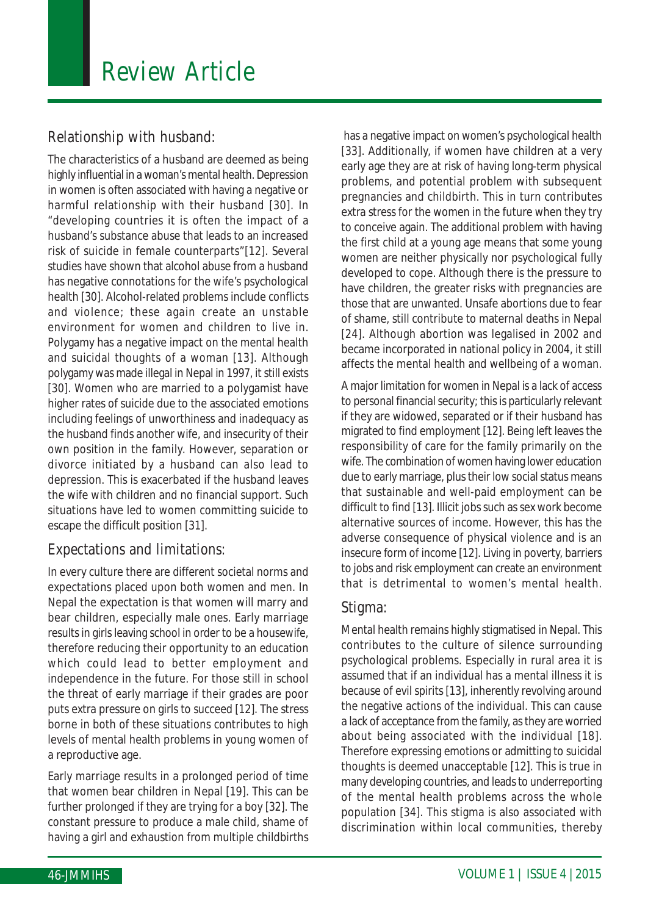## Relationship with husband:

The characteristics of a husband are deemed as being highly influential in a woman's mental health. Depression in women is often associated with having a negative or harmful relationship with their husband [30]. In "developing countries it is often the impact of a husband's substance abuse that leads to an increased risk of suicide in female counterparts"[12]. Several studies have shown that alcohol abuse from a husband has negative connotations for the wife's psychological health [30]. Alcohol-related problems include conflicts and violence; these again create an unstable environment for women and children to live in. Polygamy has a negative impact on the mental health and suicidal thoughts of a woman [13]. Although polygamy was made illegal in Nepal in 1997, it still exists [30]. Women who are married to a polygamist have higher rates of suicide due to the associated emotions including feelings of unworthiness and inadequacy as the husband finds another wife, and insecurity of their own position in the family. However, separation or divorce initiated by a husband can also lead to depression. This is exacerbated if the husband leaves the wife with children and no financial support. Such situations have led to women committing suicide to escape the difficult position [31].

## Expectations and limitations:

In every culture there are different societal norms and expectations placed upon both women and men. In Nepal the expectation is that women will marry and bear children, especially male ones. Early marriage results in girls leaving school in order to be a housewife, therefore reducing their opportunity to an education which could lead to better employment and independence in the future. For those still in school the threat of early marriage if their grades are poor puts extra pressure on girls to succeed [12]. The stress borne in both of these situations contributes to high levels of mental health problems in young women of a reproductive age.

Early marriage results in a prolonged period of time that women bear children in Nepal [19]. This can be further prolonged if they are trying for a boy [32]. The constant pressure to produce a male child, shame of having a girl and exhaustion from multiple childbirths has a negative impact on women's psychological health [33]. Additionally, if women have children at a very early age they are at risk of having long-term physical problems, and potential problem with subsequent pregnancies and childbirth. This in turn contributes extra stress for the women in the future when they try to conceive again. The additional problem with having the first child at a young age means that some young women are neither physically nor psychological fully developed to cope. Although there is the pressure to have children, the greater risks with pregnancies are those that are unwanted. Unsafe abortions due to fear of shame, still contribute to maternal deaths in Nepal [24]. Although abortion was legalised in 2002 and became incorporated in national policy in 2004, it still affects the mental health and wellbeing of a woman.

A major limitation for women in Nepal is a lack of access to personal financial security; this is particularly relevant if they are widowed, separated or if their husband has migrated to find employment [12]. Being left leaves the responsibility of care for the family primarily on the wife. The combination of women having lower education due to early marriage, plus their low social status means that sustainable and well-paid employment can be difficult to find [13]. Illicit jobs such as sex work become alternative sources of income. However, this has the adverse consequence of physical violence and is an insecure form of income [12]. Living in poverty, barriers to jobs and risk employment can create an environment that is detrimental to women's mental health.

## Stigma:

Mental health remains highly stigmatised in Nepal. This contributes to the culture of silence surrounding psychological problems. Especially in rural area it is assumed that if an individual has a mental illness it is because of evil spirits [13], inherently revolving around the negative actions of the individual. This can cause a lack of acceptance from the family, as they are worried about being associated with the individual [18]. Therefore expressing emotions or admitting to suicidal thoughts is deemed unacceptable [12]. This is true in many developing countries, and leads to underreporting of the mental health problems across the whole population [34]. This stigma is also associated with discrimination within local communities, thereby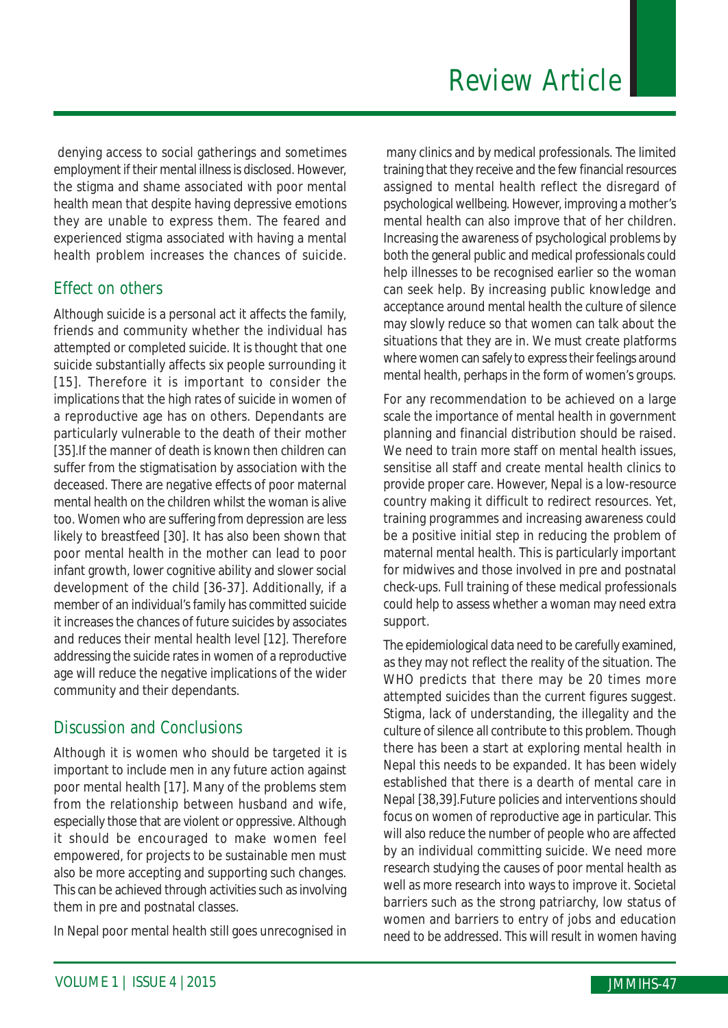denying access to social gatherings and sometimes employment if their mental illness is disclosed. However, the stigma and shame associated with poor mental health mean that despite having depressive emotions they are unable to express them. The feared and experienced stigma associated with having a mental health problem increases the chances of suicide.

## Effect on others

Although suicide is a personal act it affects the family, friends and community whether the individual has attempted or completed suicide. It is thought that one suicide substantially affects six people surrounding it [15]. Therefore it is important to consider the implications that the high rates of suicide in women of a reproductive age has on others. Dependants are particularly vulnerable to the death of their mother [35].If the manner of death is known then children can suffer from the stigmatisation by association with the deceased. There are negative effects of poor maternal mental health on the children whilst the woman is alive too. Women who are suffering from depression are less likely to breastfeed [30]. It has also been shown that poor mental health in the mother can lead to poor infant growth, lower cognitive ability and slower social development of the child [36-37]. Additionally, if a member of an individual's family has committed suicide it increases the chances of future suicides by associates and reduces their mental health level [12]. Therefore addressing the suicide rates in women of a reproductive age will reduce the negative implications of the wider community and their dependants.

## Discussion and Conclusions

Although it is women who should be targeted it is important to include men in any future action against poor mental health [17]. Many of the problems stem from the relationship between husband and wife, especially those that are violent or oppressive. Although it should be encouraged to make women feel empowered, for projects to be sustainable men must also be more accepting and supporting such changes. This can be achieved through activities such as involving them in pre and postnatal classes.

In Nepal poor mental health still goes unrecognised in many clinics and by medical professionals. The limited training that they receive and the few financial resources assigned to mental health reflect the disregard of psychological wellbeing. However, improving a mother's mental health can also improve that of her children. Increasing the awareness of psychological problems by both the general public and medical professionals could help illnesses to be recognised earlier so the woman can seek help. By increasing public knowledge and acceptance around mental health the culture of silence may slowly reduce so that women can talk about the situations that they are in. We must create platforms where women can safely to express their feelings around mental health, perhaps in the form of women's groups.

For any recommendation to be achieved on a large scale the importance of mental health in government planning and financial distribution should be raised. We need to train more staff on mental health issues, sensitise all staff and create mental health clinics to provide proper care. However, Nepal is a low-resource country making it difficult to redirect resources. Yet, training programmes and increasing awareness could be a positive initial step in reducing the problem of maternal mental health. This is particularly important for midwives and those involved in pre and postnatal check-ups. Full training of these medical professionals could help to assess whether a woman may need extra support.

The epidemiological data need to be carefully examined, as they may not reflect the reality of the situation. The WHO predicts that there may be 20 times more attempted suicides than the current figures suggest. Stigma, lack of understanding, the illegality and the culture of silence all contribute to this problem. Though there has been a start at exploring mental health in Nepal this needs to be expanded. It has been widely established that there is a dearth of mental care in Nepal [38,39].Future policies and interventions should focus on women of reproductive age in particular. This will also reduce the number of people who are affected by an individual committing suicide. We need more research studying the causes of poor mental health as well as more research into ways to improve it. Societal barriers such as the strong patriarchy, low status of women and barriers to entry of jobs and education need to be addressed. This will result in women having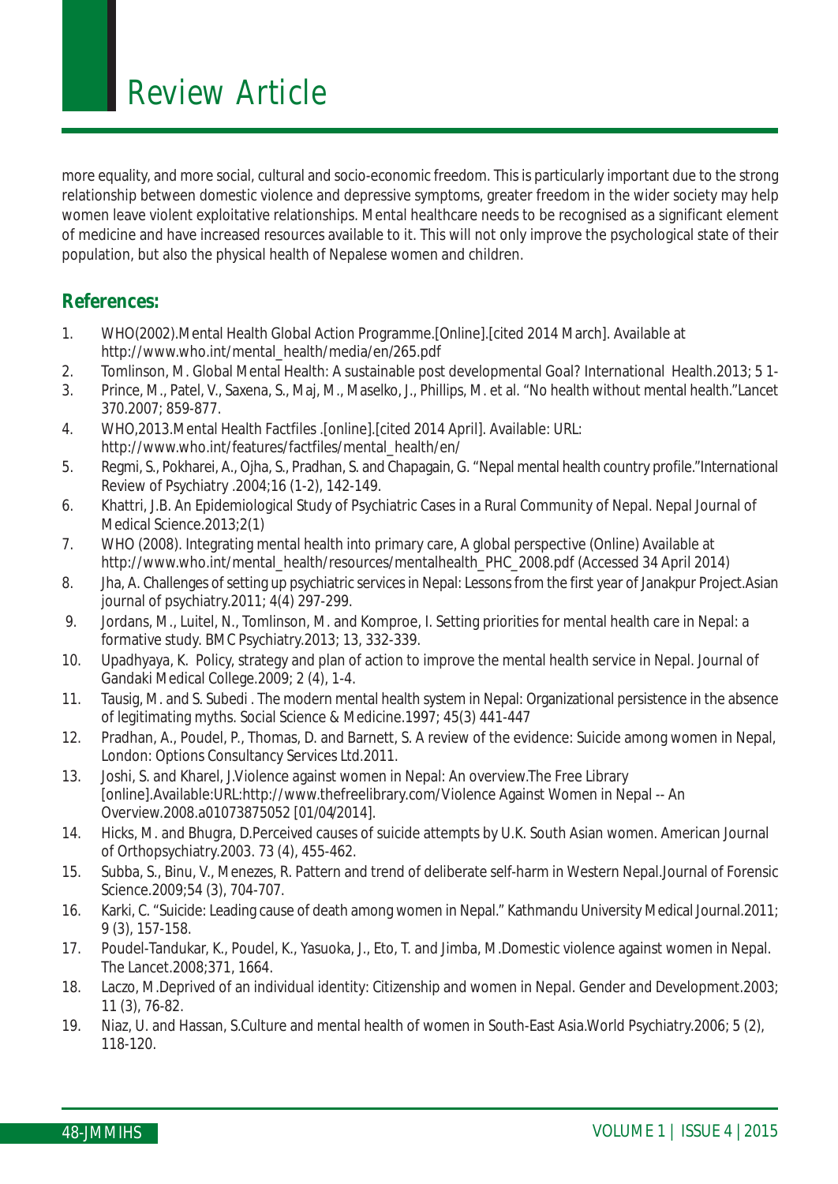more equality, and more social, cultural and socio-economic freedom. This is particularly important due to the strong relationship between domestic violence and depressive symptoms, greater freedom in the wider society may help women leave violent exploitative relationships. Mental healthcare needs to be recognised as a significant element of medicine and have increased resources available to it. This will not only improve the psychological state of their population, but also the physical health of Nepalese women and children.

## References:

1. WHO(2002).Mental Health Global Action Programme.[Online].[cited 2014 March]. Available at http://www.who.int/mental_health/media/en/265.pdf
2. Tomlinson, M. Global Mental Health: A sustainable post developmental Goal? International Health.2013; 5 1-
3. Prince, M., Patel, V., Saxena, S., Maj, M., Maselko, J., Phillips, M. et al. "No health without mental health."Lancet 370.2007; 859-877.
4. WHO,2013.Mental Health Factfiles .[online].[cited 2014 April]. Available: URL: http://www.who.int/features/factfiles/mental_health/en/
5. Regmi, S., Pokharei, A., Ojha, S., Pradhan, S. and Chapagain, G. "Nepal mental health country profile."International Review of Psychiatry .2004;16 (1-2), 142-149.
6. Khattri, J.B. An Epidemiological Study of Psychiatric Cases in a Rural Community of Nepal. Nepal Journal of Medical Science.2013;2(1)
7. WHO (2008). Integrating mental health into primary care, A global perspective (Online) Available at http://www.who.int/mental_health/resources/mentalhealth_PHC_2008.pdf (Accessed 34 April 2014)
8. Jha, A. Challenges of setting up psychiatric services in Nepal: Lessons from the first year of Janakpur Project.Asian journal of psychiatry.2011; 4(4) 297-299.
9. Jordans, M., Luitel, N., Tomlinson, M. and Komproe, I. Setting priorities for mental health care in Nepal: a formative study. BMC Psychiatry.2013; 13, 332-339.
10. Upadhyaya, K. Policy, strategy and plan of action to improve the mental health service in Nepal. Journal of Gandaki Medical College.2009; 2 (4), 1-4.
11. Tausig, M. and S. Subedi . The modern mental health system in Nepal: Organizational persistence in the absence of legitimating myths. Social Science & Medicine.1997; 45(3) 441-447
12. Pradhan, A., Poudel, P., Thomas, D. and Barnett, S. A review of the evidence: Suicide among women in Nepal, London: Options Consultancy Services Ltd.2011.
13. Joshi, S. and Kharel, J.Violence against women in Nepal: An overview.The Free Library [online].Available:URL:http://www.thefreelibrary.com/Violence Against Women in Nepal -- An Overview.2008.a01073875052 [01/04/2014].
14. Hicks, M. and Bhugra, D.Perceived causes of suicide attempts by U.K. South Asian women. American Journal of Orthopsychiatry.2003. 73 (4), 455-462.
15. Subba, S., Binu, V., Menezes, R. Pattern and trend of deliberate self-harm in Western Nepal.Journal of Forensic Science.2009;54 (3), 704-707.
16. Karki, C. "Suicide: Leading cause of death among women in Nepal." Kathmandu University Medical Journal.2011; 9 (3), 157-158.
17. Poudel-Tandukar, K., Poudel, K., Yasuoka, J., Eto, T. and Jimba, M.Domestic violence against women in Nepal. The Lancet.2008;371, 1664.
18. Laczo, M.Deprived of an individual identity: Citizenship and women in Nepal. Gender and Development.2003; 11 (3), 76-82.
19. Niaz, U. and Hassan, S.Culture and mental health of women in South-East Asia.World Psychiatry.2006; 5 (2), 118-120.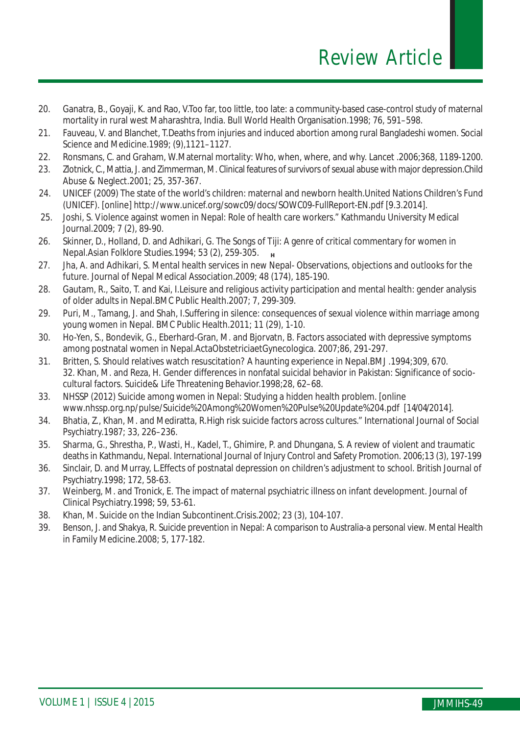20. Ganatra, B., Goyaji, K. and Rao, V.Too far, too little, too late: a community-based case-control study of maternal mortality in rural west Maharashtra, India. Bull World Health Organisation.1998; 76, 591–598.
21. Fauveau, V. and Blanchet, T.Deaths from injuries and induced abortion among rural Bangladeshi women. Social Science and Medicine.1989; (9),1121–1127.
22. Ronsmans, C. and Graham, W.Maternal mortality: Who, when, where, and why. Lancet .2006;368, 1189-1200.
23. Zlotnick, C., Mattia, J. and Zimmerman, M. Clinical features of survivors of sexual abuse with major depression.Child Abuse & Neglect.2001; 25, 357-367.
24. UNICEF (2009) The state of the world's children: maternal and newborn health.United Nations Children's Fund (UNICEF). [online] http://www.unicef.org/sowc09/docs/SOWC09-FullReport-EN.pdf [9.3.2014].
25. Joshi, S. Violence against women in Nepal: Role of health care workers." Kathmandu University Medical Journal.2009; 7 (2), 89-90.
26. Skinner, D., Holland, D. and Adhikari, G. The Songs of Tiji: A genre of critical commentary for women in Nepal.Asian Folklore Studies.1994; 53 (2), 259-305.
27. Jha, A. and Adhikari, S. Mental health services in new Nepal- Observations, objections and outlooks for the future. Journal of Nepal Medical Association.2009; 48 (174), 185-190.
28. Gautam, R., Saito, T. and Kai, I.Leisure and religious activity participation and mental health: gender analysis of older adults in Nepal.BMC Public Health.2007; 7, 299-309.
29. Puri, M., Tamang, J. and Shah, I.Suffering in silence: consequences of sexual violence within marriage among young women in Nepal. BMC Public Health.2011; 11 (29), 1-10.
30. Ho-Yen, S., Bondevik, G., Eberhard-Gran, M. and Bjorvatn, B. Factors associated with depressive symptoms among postnatal women in Nepal.ActaObstetriciaetGynecologica. 2007;86, 291-297.
31. Britten, S. Should relatives watch resuscitation? A haunting experience in Nepal.BMJ .1994;309, 670.
32. Khan, M. and Reza, H. Gender differences in nonfatal suicidal behavior in Pakistan: Significance of socio-cultural factors. Suicide& Life Threatening Behavior.1998;28, 62–68.
33. NHSSP (2012) Suicide among women in Nepal: Studying a hidden health problem. [online www.nhssp.org.np/pulse/Suicide%20Among%20Women%20Pulse%20Update%204.pdf [14/04/2014].
34. Bhatia, Z., Khan, M. and Mediratta, R.High risk suicide factors across cultures." International Journal of Social Psychiatry.1987; 33, 226–236.
35. Sharma, G., Shrestha, P., Wasti, H., Kadel, T., Ghimire, P. and Dhungana, S. A review of violent and traumatic deaths in Kathmandu, Nepal. International Journal of Injury Control and Safety Promotion. 2006;13 (3), 197-199
36. Sinclair, D. and Murray, L.Effects of postnatal depression on children's adjustment to school. British Journal of Psychiatry.1998; 172, 58-63.
37. Weinberg, M. and Tronick, E. The impact of maternal psychiatric illness on infant development. Journal of Clinical Psychiatry.1998; 59, 53-61.
38. Khan, M. Suicide on the Indian Subcontinent.Crisis.2002; 23 (3), 104-107.
39. Benson, J. and Shakya, R. Suicide prevention in Nepal: A comparison to Australia-a personal view. Mental Health in Family Medicine.2008; 5, 177-182.